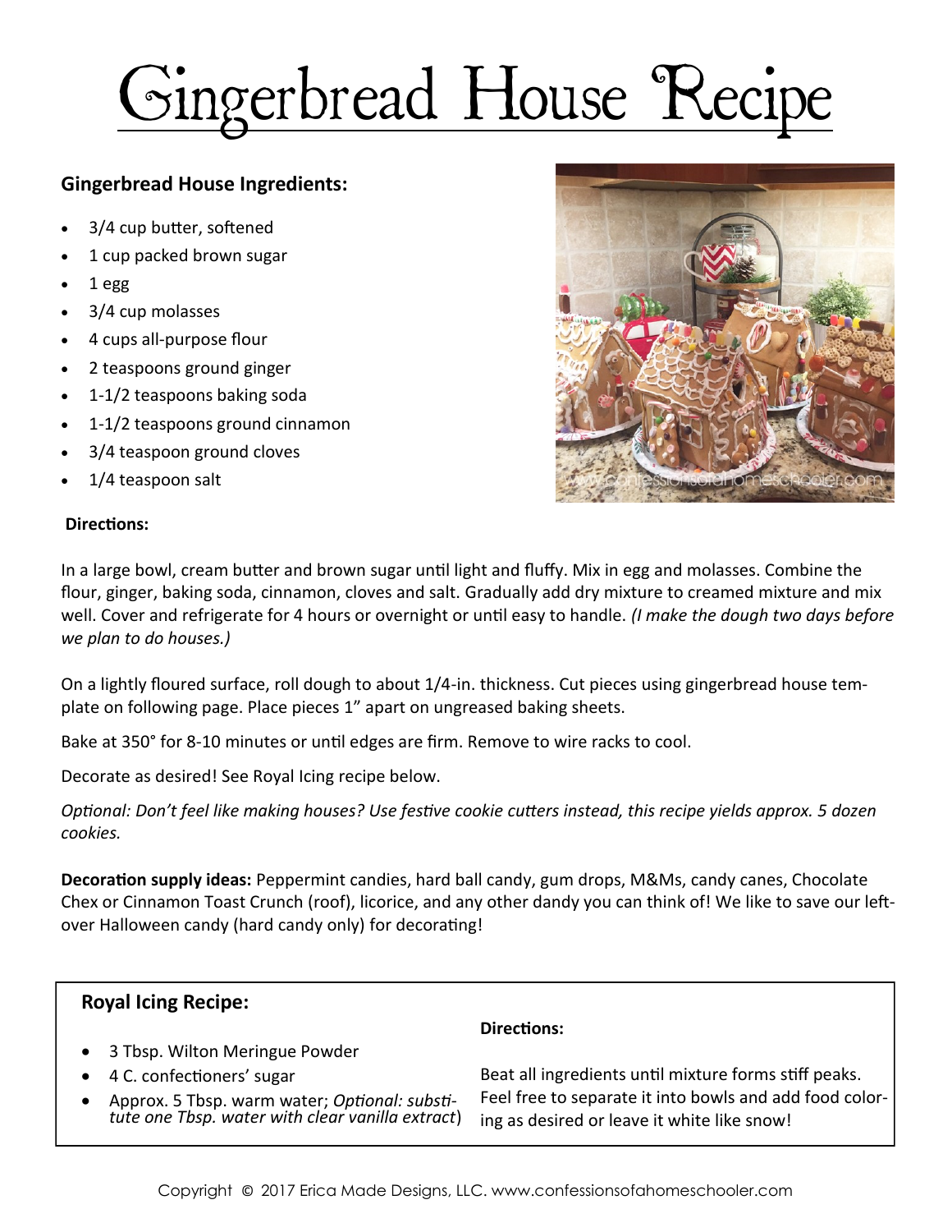# Gingerbread House Recipe

### Gingerbread House Ingredients:

- 3/4 cup butter, softened
- 1 cup packed brown sugar
- 1 egg
- 3/4 cup molasses
- 4 cups all-purpose flour
- 2 teaspoons ground ginger
- 1-1/2 teaspoons baking soda
- 1-1/2 teaspoons ground cinnamon
- 3/4 teaspoon ground cloves
- 1/4 teaspoon salt

**Directions:**

In a large bowl, cream butter and brown sugar until light and fluffy. Mix in egg and molasses. Combine the flour, ginger, baking soda, cinnamon, cloves and salt. Gradually add dry mixture to creamed mixture and mix well. Cover and refrigerate for 4 hours or overnight or until easy to handle. *(I make the dough two days before we plan to do houses.)*

On a lightly floured surface, roll dough to about 1/4-in. thickness. Cut pieces using gingerbread house template on following page. Place pieces 1" apart on ungreased baking sheets.

Bake at 350° for 8-10 minutes or until edges are firm. Remove to wire racks to cool.

Decorate as desired! See Royal Icing recipe below.

*Optional: Don't feel like making houses? Use festive cookie cutters instead, this recipe yields approx. 5 dozen cookies.*

**Decoration supply ideas:** Peppermint candies, hard ball candy, gum drops, M&Ms, candy canes, Chocolate Chex or Cinnamon Toast Crunch (roof), licorice, and any other dandy you can think of! We like to save our leftover Halloween candy (hard candy only) for decorating!

### Royal Icing Recipe:

- 3 Tbsp. Wilton Meringue Powder
- 4 C. confectioners' sugar
- Approx. 5 Tbsp. warm water; *Optional: substitute one Tbsp. water with clear vanilla extract*)

**Directions:**

Beat all ingredients until mixture forms stiff peaks. Feel free to separate it into bowls and add food coloring as desired or leave it white like snow!

Copyright © 2017 Erica Made Designs, LLC. www.confessionsofahomeschooler.com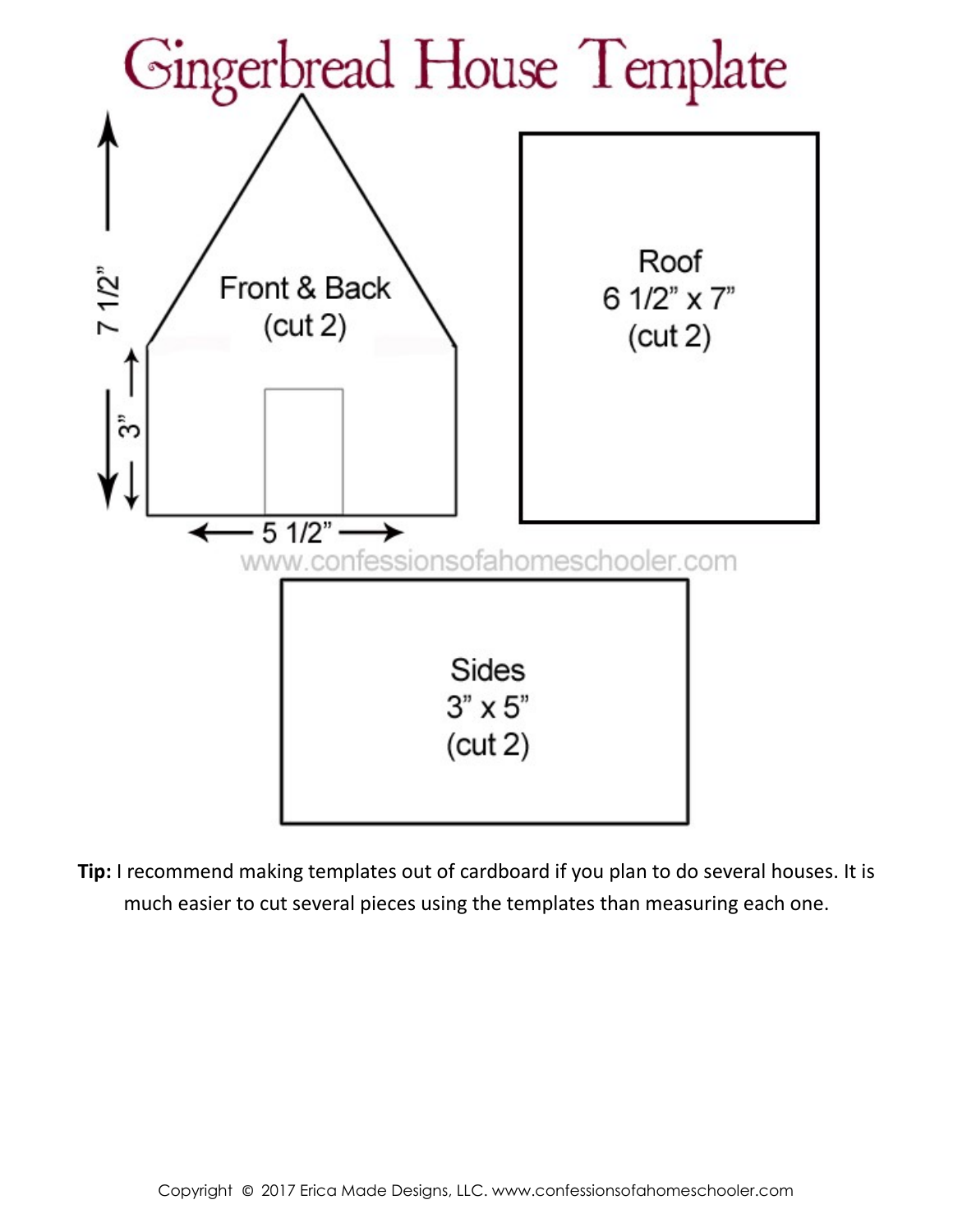# Gingerbread House Template

7 1/2"

3"

Front & Back
(cut 2)

5 1/2"

Roof
6 1/2" x 7"
(cut 2)

www.confessionsofahomeschooler.com

Sides
3" x 5"
(cut 2)

**Tip:** I recommend making templates out of cardboard if you plan to do several houses. It is much easier to cut several pieces using the templates than measuring each one.

Copyright © 2017 Erica Made Designs, LLC. www.confessionsofahomeschooler.com